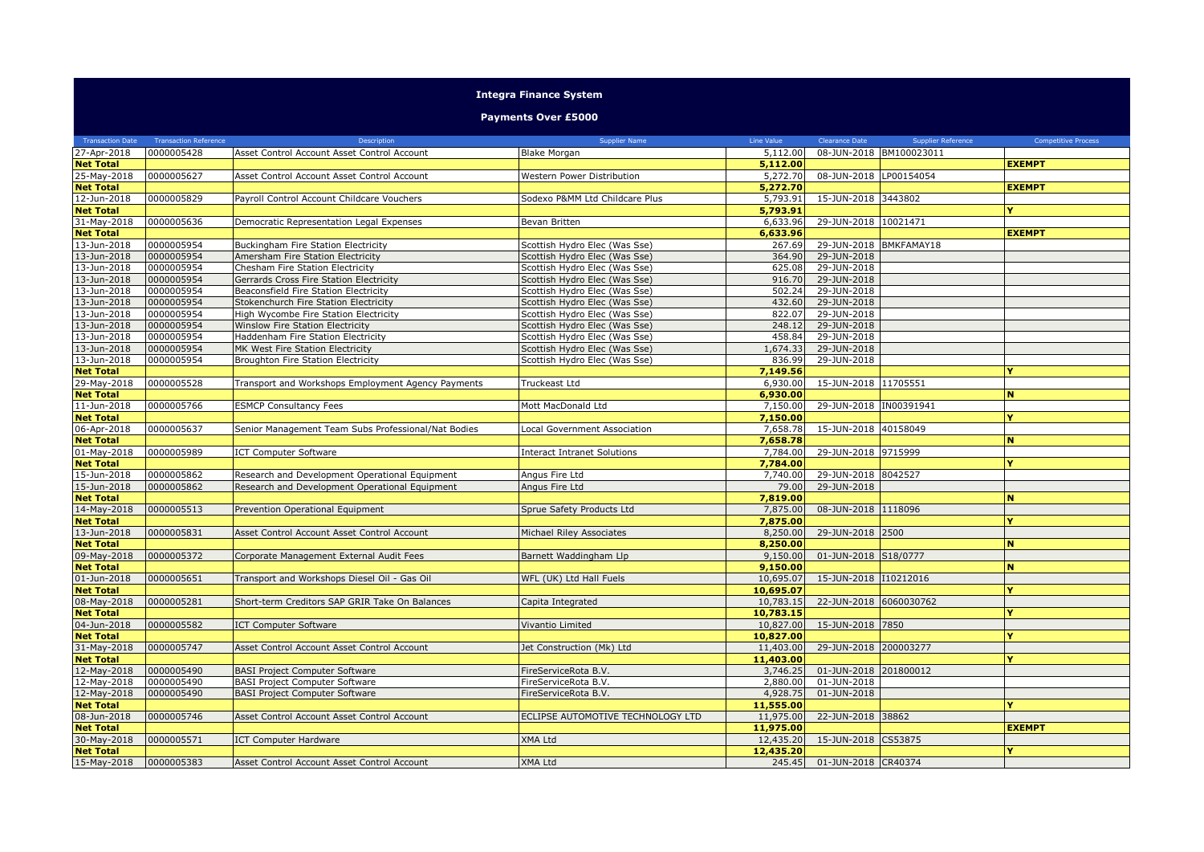# Integra Finance System

## Payments Over £5000

| Transaction Date | Transaction Reference | Description | Supplier Name | Line Value | Clearance Date | Supplier Reference | Competitive Process |
|---|---|---|---|---|---|---|---|
| 27-Apr-2018 | 0000005428 | Asset Control Account Asset Control Account | Blake Morgan | 5,112.00 | 08-JUN-2018 | BM100023011 | |
| **Net Total** | | | | **5,112.00** | | | **EXEMPT** |
| 25-May-2018 | 0000005627 | Asset Control Account Asset Control Account | Western Power Distribution | 5,272.70 | 08-JUN-2018 | LP00154054 | |
| **Net Total** | | | | **5,272.70** | | | **EXEMPT** |
| 12-Jun-2018 | 0000005829 | Payroll Control Account Childcare Vouchers | Sodexo P&MM Ltd Childcare Plus | 5,793.91 | 15-JUN-2018 | 3443802 | |
| **Net Total** | | | | **5,793.91** | | | **Y** |
| 31-May-2018 | 0000005636 | Democratic Representation Legal Expenses | Bevan Britten | 6,633.96 | 29-JUN-2018 | 10021471 | |
| **Net Total** | | | | **6,633.96** | | | **EXEMPT** |
| 13-Jun-2018 | 0000005954 | Buckingham Fire Station Electricity | Scottish Hydro Elec (Was Sse) | 267.69 | 29-JUN-2018 | BMKFAMAY18 | |
| 13-Jun-2018 | 0000005954 | Amersham Fire Station Electricity | Scottish Hydro Elec (Was Sse) | 364.90 | 29-JUN-2018 | | |
| 13-Jun-2018 | 0000005954 | Chesham Fire Station Electricity | Scottish Hydro Elec (Was Sse) | 625.08 | 29-JUN-2018 | | |
| 13-Jun-2018 | 0000005954 | Gerrards Cross Fire Station Electricity | Scottish Hydro Elec (Was Sse) | 916.70 | 29-JUN-2018 | | |
| 13-Jun-2018 | 0000005954 | Beaconsfield Fire Station Electricity | Scottish Hydro Elec (Was Sse) | 502.24 | 29-JUN-2018 | | |
| 13-Jun-2018 | 0000005954 | Stokenchurch Fire Station Electricity | Scottish Hydro Elec (Was Sse) | 432.60 | 29-JUN-2018 | | |
| 13-Jun-2018 | 0000005954 | High Wycombe Fire Station Electricity | Scottish Hydro Elec (Was Sse) | 822.07 | 29-JUN-2018 | | |
| 13-Jun-2018 | 0000005954 | Winslow Fire Station Electricity | Scottish Hydro Elec (Was Sse) | 248.12 | 29-JUN-2018 | | |
| 13-Jun-2018 | 0000005954 | Haddenham Fire Station Electricity | Scottish Hydro Elec (Was Sse) | 458.84 | 29-JUN-2018 | | |
| 13-Jun-2018 | 0000005954 | MK West Fire Station Electricity | Scottish Hydro Elec (Was Sse) | 1,674.33 | 29-JUN-2018 | | |
| 13-Jun-2018 | 0000005954 | Broughton Fire Station Electricity | Scottish Hydro Elec (Was Sse) | 836.99 | 29-JUN-2018 | | |
| **Net Total** | | | | **7,149.56** | | | **Y** |
| 29-May-2018 | 0000005528 | Transport and Workshops Employment Agency Payments | Truckeast Ltd | 6,930.00 | 15-JUN-2018 | 11705551 | |
| **Net Total** | | | | **6,930.00** | | | **N** |
| 11-Jun-2018 | 0000005766 | ESMCP Consultancy Fees | Mott MacDonald Ltd | 7,150.00 | 29-JUN-2018 | IN00391941 | |
| **Net Total** | | | | **7,150.00** | | | **Y** |
| 06-Apr-2018 | 0000005637 | Senior Management Team Subs Professional/Nat Bodies | Local Government Association | 7,658.78 | 15-JUN-2018 | 40158049 | |
| **Net Total** | | | | **7,658.78** | | | **N** |
| 01-May-2018 | 0000005989 | ICT Computer Software | Interact Intranet Solutions | 7,784.00 | 29-JUN-2018 | 9715999 | |
| **Net Total** | | | | **7,784.00** | | | **Y** |
| 15-Jun-2018 | 0000005862 | Research and Development Operational Equipment | Angus Fire Ltd | 7,740.00 | 29-JUN-2018 | 8042527 | |
| 15-Jun-2018 | 0000005862 | Research and Development Operational Equipment | Angus Fire Ltd | 79.00 | 29-JUN-2018 | | |
| **Net Total** | | | | **7,819.00** | | | **N** |
| 14-May-2018 | 0000005513 | Prevention Operational Equipment | Sprue Safety Products Ltd | 7,875.00 | 08-JUN-2018 | 1118096 | |
| **Net Total** | | | | **7,875.00** | | | **Y** |
| 13-Jun-2018 | 0000005831 | Asset Control Account Asset Control Account | Michael Riley Associates | 8,250.00 | 29-JUN-2018 | 2500 | |
| **Net Total** | | | | **8,250.00** | | | **N** |
| 09-May-2018 | 0000005372 | Corporate Management External Audit Fees | Barnett Waddingham Llp | 9,150.00 | 01-JUN-2018 | S18/0777 | |
| **Net Total** | | | | **9,150.00** | | | **N** |
| 01-Jun-2018 | 0000005651 | Transport and Workshops Diesel Oil - Gas Oil | WFL (UK) Ltd Hall Fuels | 10,695.07 | 15-JUN-2018 | I10212016 | |
| **Net Total** | | | | **10,695.07** | | | **Y** |
| 08-May-2018 | 0000005281 | Short-term Creditors SAP GRIR Take On Balances | Capita Integrated | 10,783.15 | 22-JUN-2018 | 6060030762 | |
| **Net Total** | | | | **10,783.15** | | | **Y** |
| 04-Jun-2018 | 0000005582 | ICT Computer Software | Vivantio Limited | 10,827.00 | 15-JUN-2018 | 7850 | |
| **Net Total** | | | | **10,827.00** | | | **Y** |
| 31-May-2018 | 0000005747 | Asset Control Account Asset Control Account | Jet Construction (Mk) Ltd | 11,403.00 | 29-JUN-2018 | 200003277 | |
| **Net Total** | | | | **11,403.00** | | | **Y** |
| 12-May-2018 | 0000005490 | BASI Project Computer Software | FireServiceRota B.V. | 3,746.25 | 01-JUN-2018 | 201800012 | |
| 12-May-2018 | 0000005490 | BASI Project Computer Software | FireServiceRota B.V. | 2,880.00 | 01-JUN-2018 | | |
| 12-May-2018 | 0000005490 | BASI Project Computer Software | FireServiceRota B.V. | 4,928.75 | 01-JUN-2018 | | |
| **Net Total** | | | | **11,555.00** | | | **Y** |
| 08-Jun-2018 | 0000005746 | Asset Control Account Asset Control Account | ECLIPSE AUTOMOTIVE TECHNOLOGY LTD | 11,975.00 | 22-JUN-2018 | 38862 | |
| **Net Total** | | | | **11,975.00** | | | **EXEMPT** |
| 30-May-2018 | 0000005571 | ICT Computer Hardware | XMA Ltd | 12,435.20 | 15-JUN-2018 | CS53875 | |
| **Net Total** | | | | **12,435.20** | | | **Y** |
| 15-May-2018 | 0000005383 | Asset Control Account Asset Control Account | XMA Ltd | 245.45 | 01-JUN-2018 | CR40374 | |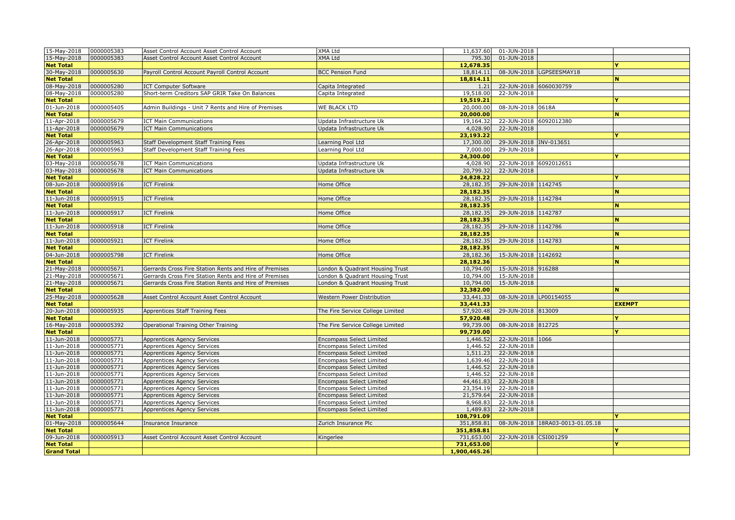| | | | | | | | |
|---|---|---|---|---|---|---|---|
| 15-May-2018 | 0000005383 | Asset Control Account Asset Control Account | XMA Ltd | 11,637.60 | 01-JUN-2018 | | |
| 15-May-2018 | 0000005383 | Asset Control Account Asset Control Account | XMA Ltd | 795.30 | 01-JUN-2018 | | |
| **Net Total** | | | | **12,678.35** | | | **Y** |
| 30-May-2018 | 0000005630 | Payroll Control Account Payroll Control Account | BCC Pension Fund | 18,814.11 | 08-JUN-2018 | LGPSEESMAY18 | |
| **Net Total** | | | | **18,814.11** | | | **N** |
| 08-May-2018 | 0000005280 | ICT Computer Software | Capita Integrated | 1.21 | 22-JUN-2018 | 6060030759 | |
| 08-May-2018 | 0000005280 | Short-term Creditors SAP GRIR Take On Balances | Capita Integrated | 19,518.00 | 22-JUN-2018 | | |
| **Net Total** | | | | **19,519.21** | | | **Y** |
| 01-Jun-2018 | 0000005405 | Admin Buildings - Unit 7 Rents and Hire of Premises | WE BLACK LTD | 20,000.00 | 08-JUN-2018 | 0618A | |
| **Net Total** | | | | **20,000.00** | | | **N** |
| 11-Apr-2018 | 0000005679 | ICT Main Communications | Updata Infrastructure Uk | 19,164.32 | 22-JUN-2018 | 6092012380 | |
| 11-Apr-2018 | 0000005679 | ICT Main Communications | Updata Infrastructure Uk | 4,028.90 | 22-JUN-2018 | | |
| **Net Total** | | | | **23,193.22** | | | **Y** |
| 26-Apr-2018 | 0000005963 | Staff Development Staff Training Fees | Learning Pool Ltd | 17,300.00 | 29-JUN-2018 | INV-013651 | |
| 26-Apr-2018 | 0000005963 | Staff Development Staff Training Fees | Learning Pool Ltd | 7,000.00 | 29-JUN-2018 | | |
| **Net Total** | | | | **24,300.00** | | | **Y** |
| 03-May-2018 | 0000005678 | ICT Main Communications | Updata Infrastructure Uk | 4,028.90 | 22-JUN-2018 | 6092012651 | |
| 03-May-2018 | 0000005678 | ICT Main Communications | Updata Infrastructure Uk | 20,799.32 | 22-JUN-2018 | | |
| **Net Total** | | | | **24,828.22** | | | **Y** |
| 08-Jun-2018 | 0000005916 | ICT Firelink | Home Office | 28,182.35 | 29-JUN-2018 | 1142745 | |
| **Net Total** | | | | **28,182.35** | | | **N** |
| 11-Jun-2018 | 0000005915 | ICT Firelink | Home Office | 28,182.35 | 29-JUN-2018 | 1142784 | |
| **Net Total** | | | | **28,182.35** | | | **N** |
| 11-Jun-2018 | 0000005917 | ICT Firelink | Home Office | 28,182.35 | 29-JUN-2018 | 1142787 | |
| **Net Total** | | | | **28,182.35** | | | **N** |
| 11-Jun-2018 | 0000005918 | ICT Firelink | Home Office | 28,182.35 | 29-JUN-2018 | 1142786 | |
| **Net Total** | | | | **28,182.35** | | | **N** |
| 11-Jun-2018 | 0000005921 | ICT Firelink | Home Office | 28,182.35 | 29-JUN-2018 | 1142783 | |
| **Net Total** | | | | **28,182.35** | | | **N** |
| 04-Jun-2018 | 0000005798 | ICT Firelink | Home Office | 28,182.36 | 15-JUN-2018 | 1142692 | |
| **Net Total** | | | | **28,182.36** | | | **N** |
| 21-May-2018 | 0000005671 | Gerrards Cross Fire Station Rents and Hire of Premises | London & Quadrant Housing Trust | 10,794.00 | 15-JUN-2018 | 916288 | |
| 21-May-2018 | 0000005671 | Gerrards Cross Fire Station Rents and Hire of Premises | London & Quadrant Housing Trust | 10,794.00 | 15-JUN-2018 | | |
| 21-May-2018 | 0000005671 | Gerrards Cross Fire Station Rents and Hire of Premises | London & Quadrant Housing Trust | 10,794.00 | 15-JUN-2018 | | |
| **Net Total** | | | | **32,382.00** | | | **N** |
| 25-May-2018 | 0000005628 | Asset Control Account Asset Control Account | Western Power Distribution | 33,441.33 | 08-JUN-2018 | LP00154055 | |
| **Net Total** | | | | **33,441.33** | | | **EXEMPT** |
| 20-Jun-2018 | 0000005935 | Apprentices Staff Training Fees | The Fire Service College Limited | 57,920.48 | 29-JUN-2018 | 813009 | |
| **Net Total** | | | | **57,920.48** | | | **Y** |
| 16-May-2018 | 0000005392 | Operational Training Other Training | The Fire Service College Limited | 99,739.00 | 08-JUN-2018 | 812725 | |
| **Net Total** | | | | **99,739.00** | | | **Y** |
| 11-Jun-2018 | 0000005771 | Apprentices Agency Services | Encompass Select Limited | 1,446.52 | 22-JUN-2018 | 1066 | |
| 11-Jun-2018 | 0000005771 | Apprentices Agency Services | Encompass Select Limited | 1,446.52 | 22-JUN-2018 | | |
| 11-Jun-2018 | 0000005771 | Apprentices Agency Services | Encompass Select Limited | 1,511.23 | 22-JUN-2018 | | |
| 11-Jun-2018 | 0000005771 | Apprentices Agency Services | Encompass Select Limited | 1,639.46 | 22-JUN-2018 | | |
| 11-Jun-2018 | 0000005771 | Apprentices Agency Services | Encompass Select Limited | 1,446.52 | 22-JUN-2018 | | |
| 11-Jun-2018 | 0000005771 | Apprentices Agency Services | Encompass Select Limited | 1,446.52 | 22-JUN-2018 | | |
| 11-Jun-2018 | 0000005771 | Apprentices Agency Services | Encompass Select Limited | 44,461.83 | 22-JUN-2018 | | |
| 11-Jun-2018 | 0000005771 | Apprentices Agency Services | Encompass Select Limited | 23,354.19 | 22-JUN-2018 | | |
| 11-Jun-2018 | 0000005771 | Apprentices Agency Services | Encompass Select Limited | 21,579.64 | 22-JUN-2018 | | |
| 11-Jun-2018 | 0000005771 | Apprentices Agency Services | Encompass Select Limited | 8,968.83 | 22-JUN-2018 | | |
| 11-Jun-2018 | 0000005771 | Apprentices Agency Services | Encompass Select Limited | 1,489.83 | 22-JUN-2018 | | |
| **Net Total** | | | | **108,791.09** | | | **Y** |
| 01-May-2018 | 0000005644 | Insurance Insurance | Zurich Insurance Plc | 351,858.81 | 08-JUN-2018 | 18RA03-0013-01.05.18 | |
| **Net Total** | | | | **351,858.81** | | | **Y** |
| 09-Jun-2018 | 0000005913 | Asset Control Account Asset Control Account | Kingerlee | 731,653.00 | 22-JUN-2018 | CSI001259 | |
| **Net Total** | | | | **731,653.00** | | | **Y** |
| **Grand Total** | | | | **1,900,465.26** | | | |